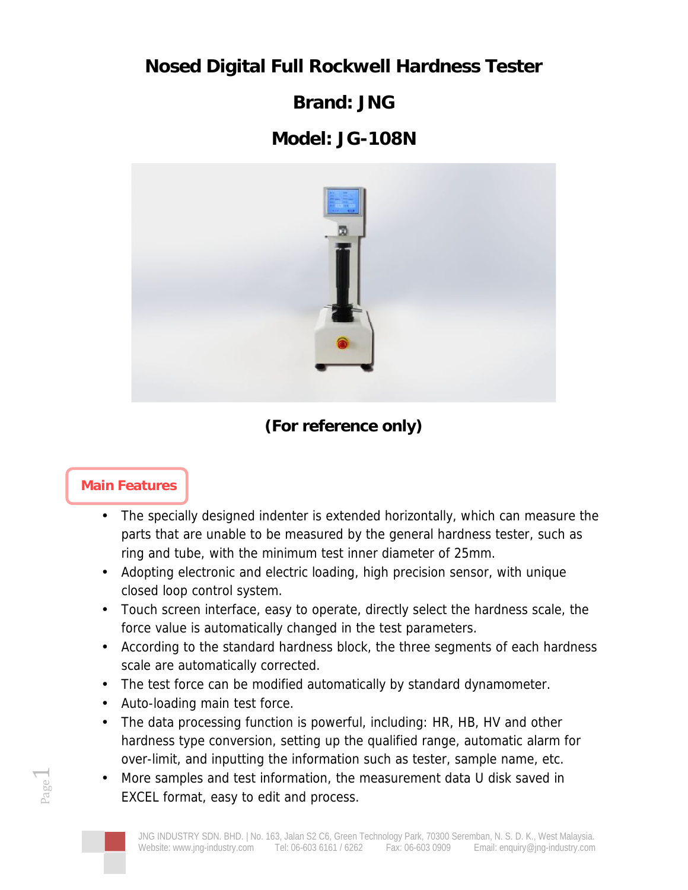# Nosed Digital Full Rockwell Hardness Tester

## Brand: JNG

## Model: JG-108N

**(For reference only)**

## Main Features

- The specially designed indenter is extended horizontally, which can measure the parts that are unable to be measured by the general hardness tester, such as ring and tube, with the minimum test inner diameter of 25mm.
- Adopting electronic and electric loading, high precision sensor, with unique closed loop control system.
- Touch screen interface, easy to operate, directly select the hardness scale, the force value is automatically changed in the test parameters.
- According to the standard hardness block, the three segments of each hardness scale are automatically corrected.
- The test force can be modified automatically by standard dynamometer.
- Auto-loading main test force.
- The data processing function is powerful, including: HR, HB, HV and other hardness type conversion, setting up the qualified range, automatic alarm for over-limit, and inputting the information such as tester, sample name, etc.
- More samples and test information, the measurement data U disk saved in EXCEL format, easy to edit and process.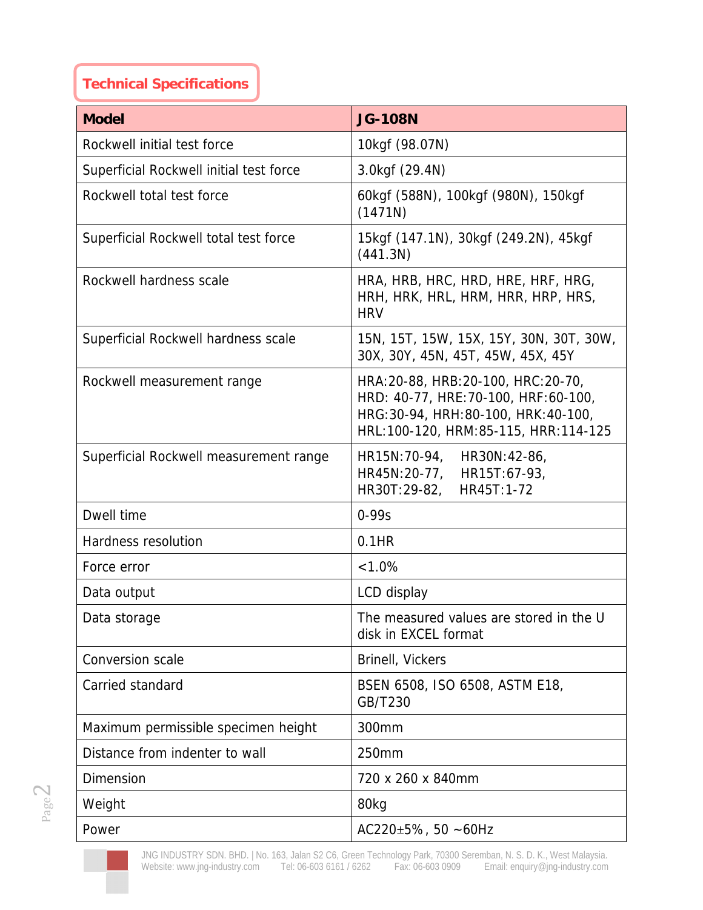## Technical Specifications

| Model | JG-108N |
| --- | --- |
| Rockwell initial test force | 10kgf (98.07N) |
| Superficial Rockwell initial test force | 3.0kgf (29.4N) |
| Rockwell total test force | 60kgf (588N), 100kgf (980N), 150kgf (1471N) |
| Superficial Rockwell total test force | 15kgf (147.1N), 30kgf (249.2N), 45kgf (441.3N) |
| Rockwell hardness scale | HRA, HRB, HRC, HRD, HRE, HRF, HRG, HRH, HRK, HRL, HRM, HRR, HRP, HRS, HRV |
| Superficial Rockwell hardness scale | 15N, 15T, 15W, 15X, 15Y, 30N, 30T, 30W, 30X, 30Y, 45N, 45T, 45W, 45X, 45Y |
| Rockwell measurement range | HRA:20-88, HRB:20-100, HRC:20-70, HRD: 40-77, HRE:70-100, HRF:60-100, HRG:30-94, HRH:80-100, HRK:40-100, HRL:100-120, HRM:85-115, HRR:114-125 |
| Superficial Rockwell measurement range | HR15N:70-94, HR30N:42-86, HR45N:20-77, HR15T:67-93, HR30T:29-82, HR45T:1-72 |
| Dwell time | 0-99s |
| Hardness resolution | 0.1HR |
| Force error | <1.0% |
| Data output | LCD display |
| Data storage | The measured values are stored in the U disk in EXCEL format |
| Conversion scale | Brinell, Vickers |
| Carried standard | BSEN 6508, ISO 6508, ASTM E18, GB/T230 |
| Maximum permissible specimen height | 300mm |
| Distance from indenter to wall | 250mm |
| Dimension | 720 x 260 x 840mm |
| Weight | 80kg |
| Power | AC220±5%, 50 ~60Hz |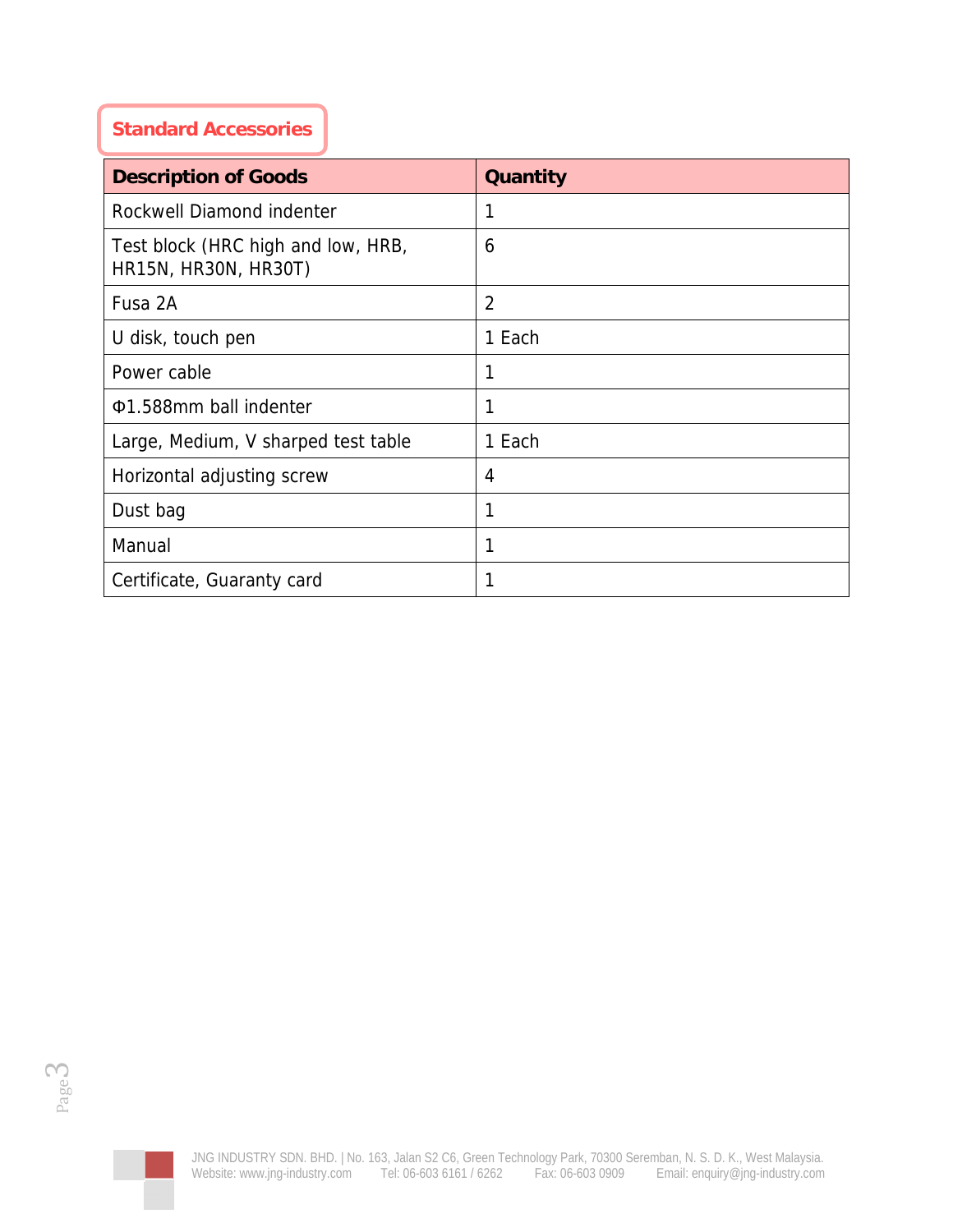## Standard Accessories

| Description of Goods | Quantity |
|---|---|
| Rockwell Diamond indenter | 1 |
| Test block (HRC high and low, HRB, HR15N, HR30N, HR30T) | 6 |
| Fusa 2A | 2 |
| U disk, touch pen | 1 Each |
| Power cable | 1 |
| Φ1.588mm ball indenter | 1 |
| Large, Medium, V sharped test table | 1 Each |
| Horizontal adjusting screw | 4 |
| Dust bag | 1 |
| Manual | 1 |
| Certificate, Guaranty card | 1 |